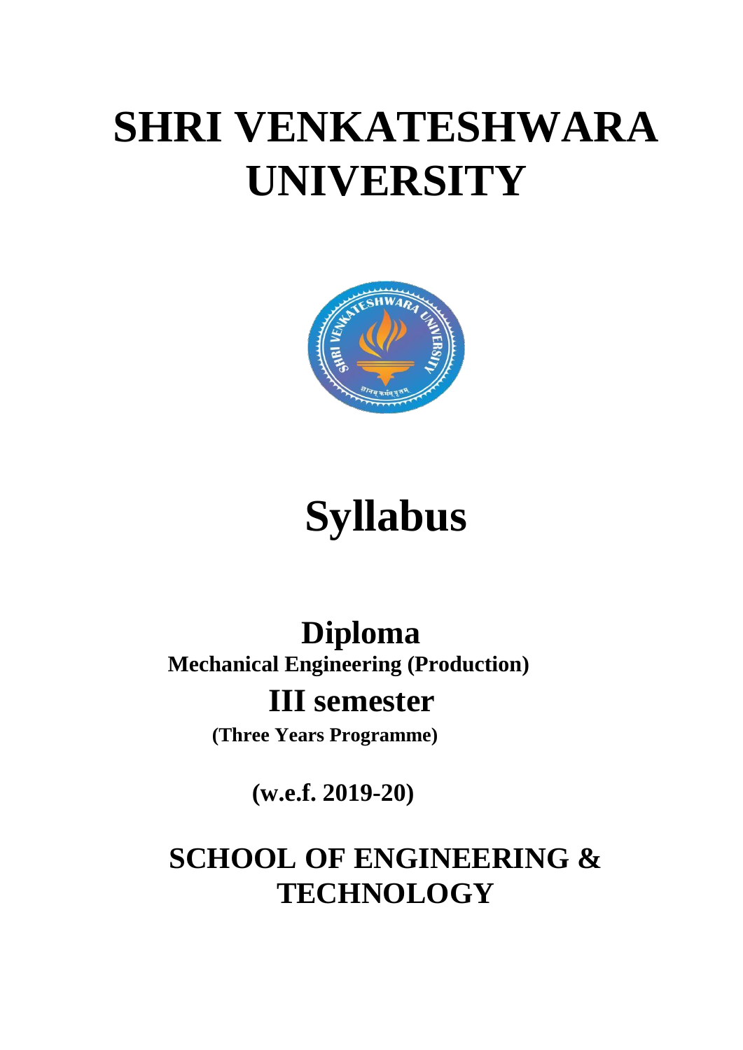# SHRI VENKATESHWARA UNIVERSITY

# Syllabus

## Diploma

**Mechanical Engineering (Production)**

## III semester

**(Three Years Programme)**

**(w.e.f. 2019-20)**

## SCHOOL OF ENGINEERING & TECHNOLOGY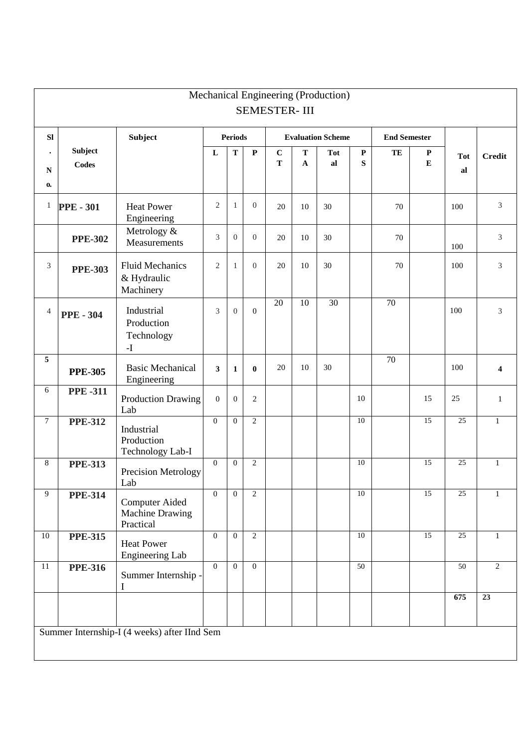# Mechanical Engineering (Production)

## SEMESTER- III

| Sl. No. | Subject Codes | Subject | Periods | | | Evaluation Scheme | | | | End Semester | | Total | Credit |
|---|---|---|---|---|---|---|---|---|---|---|---|---|---|
| | | | L | T | P | CT | TA | Total | PS | TE | PE | | |
| 1 | **PPE - 301** | Heat Power Engineering | 2 | 1 | 0 | 20 | 10 | 30 | | 70 | | 100 | 3 |
| | **PPE-302** | Metrology & Measurements | 3 | 0 | 0 | 20 | 10 | 30 | | 70 | | 100 | 3 |
| 3 | **PPE-303** | Fluid Mechanics & Hydraulic Machinery | 2 | 1 | 0 | 20 | 10 | 30 | | 70 | | 100 | 3 |
| 4 | **PPE - 304** | Industrial Production Technology -I | 3 | 0 | 0 | 20 | 10 | 30 | | 70 | | 100 | 3 |
| **5** | **PPE-305** | Basic Mechanical Engineering | **3** | **1** | **0** | 20 | 10 | 30 | | 70 | | 100 | **4** |
| 6 | **PPE -311** | Production Drawing Lab | 0 | 0 | 2 | | | | 10 | | 15 | 25 | 1 |
| 7 | **PPE-312** | Industrial Production Technology Lab-I | 0 | 0 | 2 | | | | 10 | | 15 | 25 | 1 |
| 8 | **PPE-313** | Precision Metrology Lab | 0 | 0 | 2 | | | | 10 | | 15 | 25 | 1 |
| 9 | **PPE-314** | Computer Aided Machine Drawing Practical | 0 | 0 | 2 | | | | 10 | | 15 | 25 | 1 |
| 10 | **PPE-315** | Heat Power Engineering Lab | 0 | 0 | 2 | | | | 10 | | 15 | 25 | 1 |
| 11 | **PPE-316** | Summer Internship - I | 0 | 0 | 0 | | | | 50 | | | 50 | 2 |
| | | | | | | | | | | | | **675** | **23** |

Summer Internship-I (4 weeks) after IInd Sem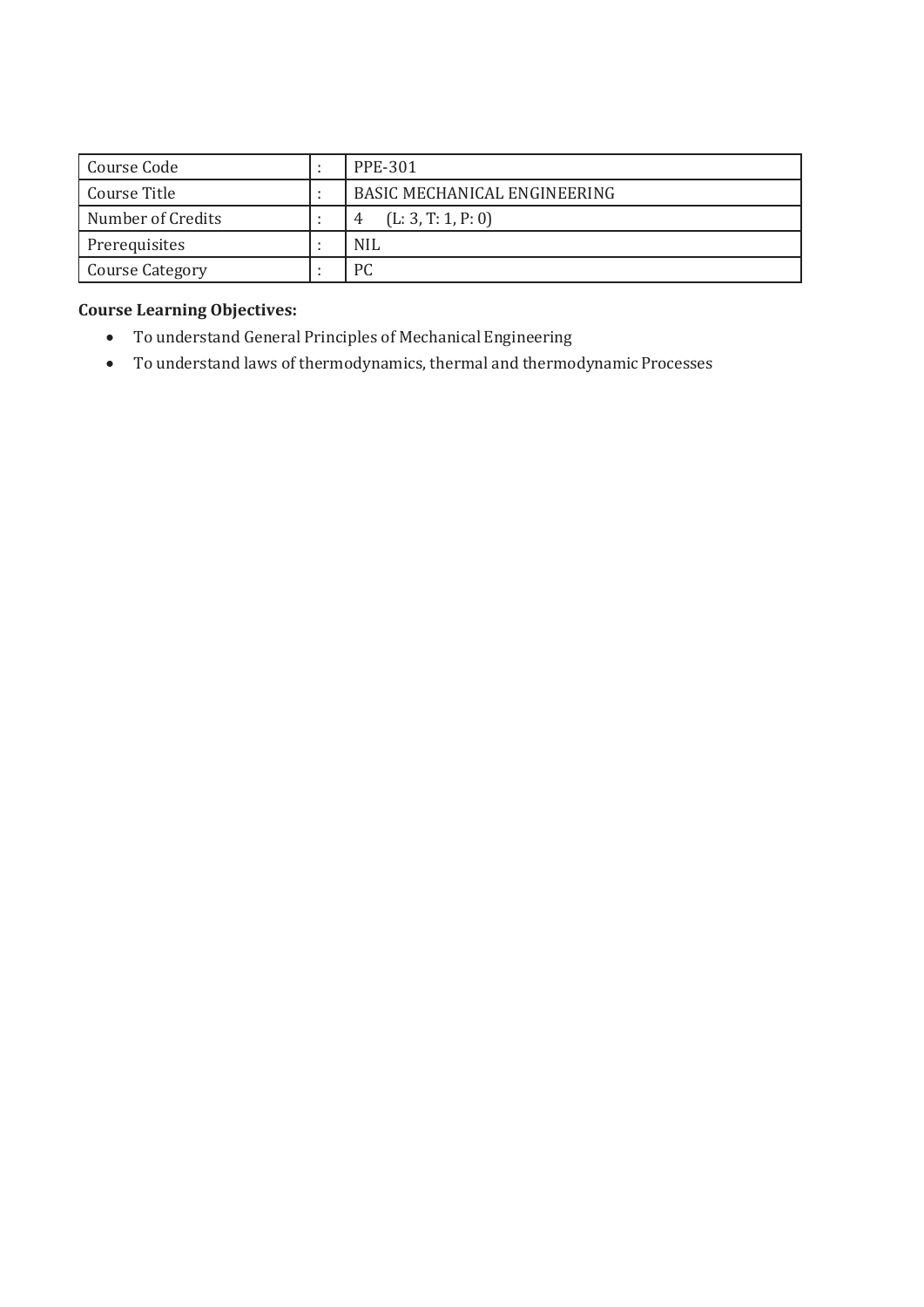| Course Code | : | PPE-301 |
|---|---|---|
| Course Title | : | BASIC MECHANICAL ENGINEERING |
| Number of Credits | : | 4 (L: 3, T: 1, P: 0) |
| Prerequisites | : | NIL |
| Course Category | : | PC |

**Course Learning Objectives:**

- To understand General Principles of Mechanical Engineering
- To understand laws of thermodynamics, thermal and thermodynamic Processes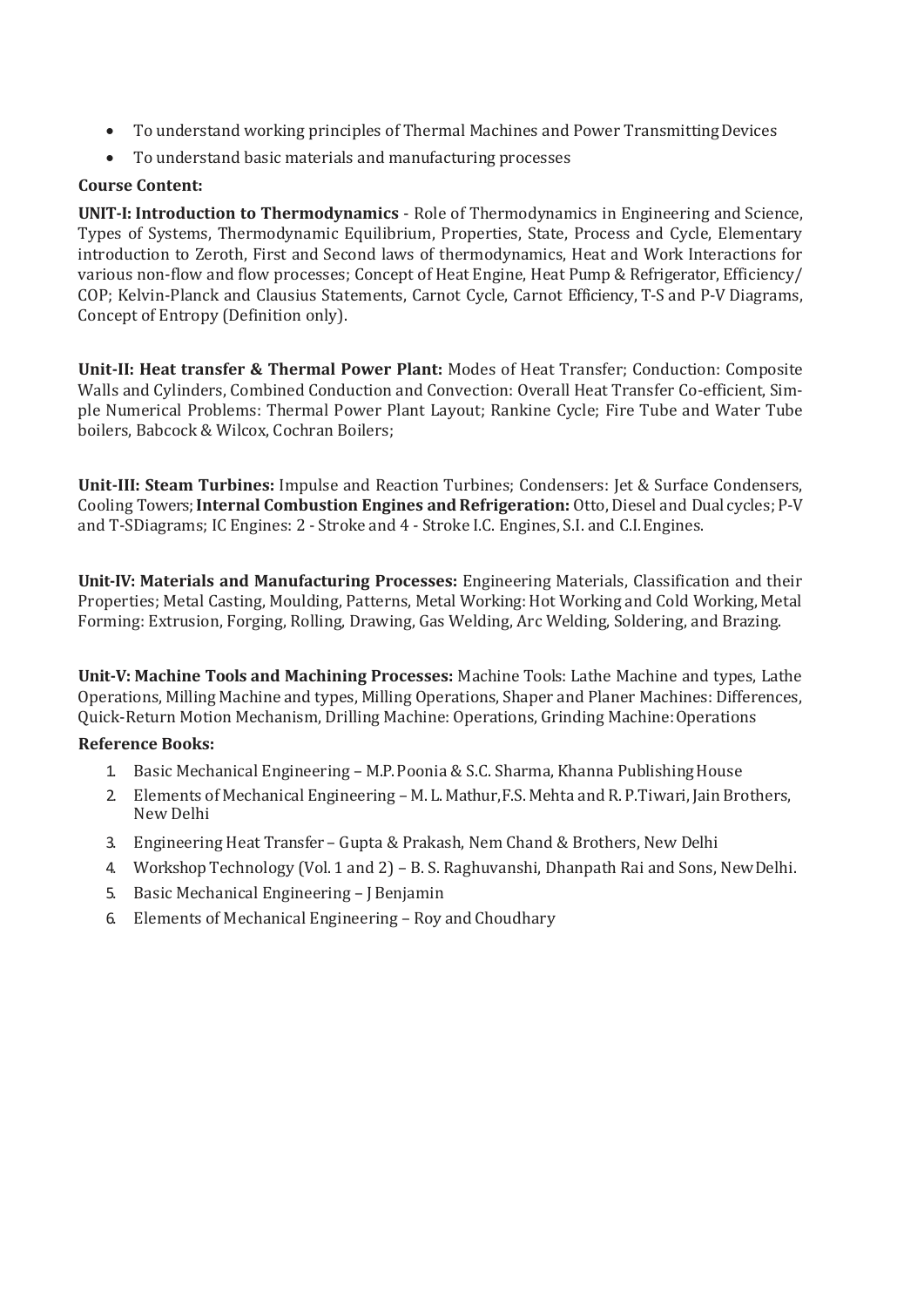- To understand working principles of Thermal Machines and Power Transmitting Devices
- To understand basic materials and manufacturing processes

**Course Content:**

**UNIT-I: Introduction to Thermodynamics** - Role of Thermodynamics in Engineering and Science, Types of Systems, Thermodynamic Equilibrium, Properties, State, Process and Cycle, Elementary introduction to Zeroth, First and Second laws of thermodynamics, Heat and Work Interactions for various non-flow and flow processes; Concept of Heat Engine, Heat Pump & Refrigerator, Efficiency/ COP; Kelvin-Planck and Clausius Statements, Carnot Cycle, Carnot Efficiency, T-S and P-V Diagrams, Concept of Entropy (Definition only).

**Unit-II: Heat transfer & Thermal Power Plant:** Modes of Heat Transfer; Conduction: Composite Walls and Cylinders, Combined Conduction and Convection: Overall Heat Transfer Co-efficient, Simple Numerical Problems: Thermal Power Plant Layout; Rankine Cycle; Fire Tube and Water Tube boilers, Babcock & Wilcox, Cochran Boilers;

**Unit-III: Steam Turbines:** Impulse and Reaction Turbines; Condensers: Jet & Surface Condensers, Cooling Towers; **Internal Combustion Engines and Refrigeration:** Otto, Diesel and Dual cycles; P-V and T-SDiagrams; IC Engines: 2 - Stroke and 4 - Stroke I.C. Engines, S.I. and C.I. Engines.

**Unit-IV: Materials and Manufacturing Processes:** Engineering Materials, Classification and their Properties; Metal Casting, Moulding, Patterns, Metal Working: Hot Working and Cold Working, Metal Forming: Extrusion, Forging, Rolling, Drawing, Gas Welding, Arc Welding, Soldering, and Brazing.

**Unit-V: Machine Tools and Machining Processes:** Machine Tools: Lathe Machine and types, Lathe Operations, Milling Machine and types, Milling Operations, Shaper and Planer Machines: Differences, Quick-Return Motion Mechanism, Drilling Machine: Operations, Grinding Machine: Operations

**Reference Books:**

1. Basic Mechanical Engineering – M.P. Poonia & S.C. Sharma, Khanna Publishing House
2. Elements of Mechanical Engineering – M. L. Mathur, F.S. Mehta and R. P.Tiwari, Jain Brothers, New Delhi
3. Engineering Heat Transfer – Gupta & Prakash, Nem Chand & Brothers, New Delhi
4. Workshop Technology (Vol. 1 and 2) – B. S. Raghuvanshi, Dhanpath Rai and Sons, New Delhi.
5. Basic Mechanical Engineering – J Benjamin
6. Elements of Mechanical Engineering – Roy and Choudhary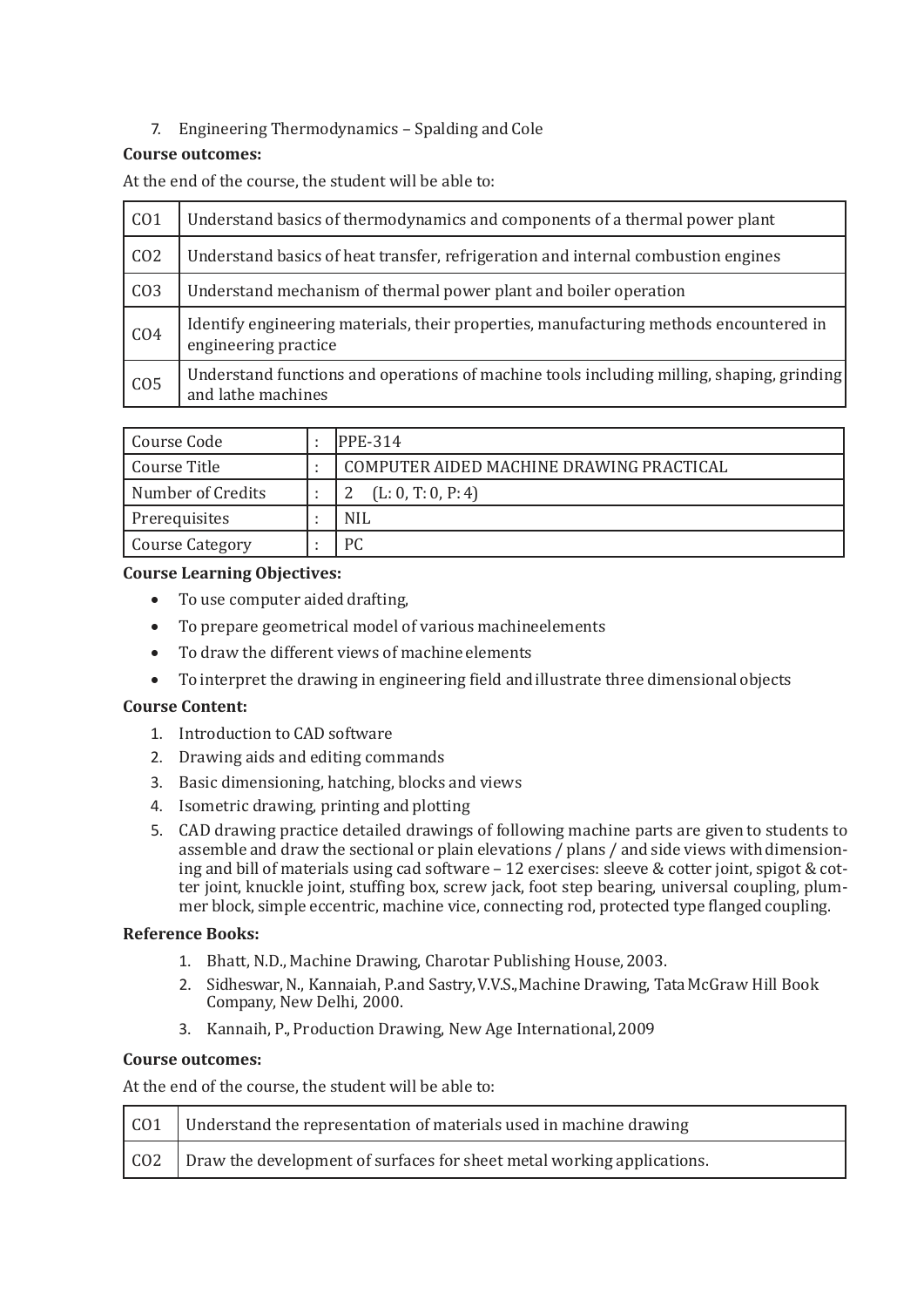7. Engineering Thermodynamics – Spalding and Cole

**Course outcomes:**

At the end of the course, the student will be able to:

| | |
|---|---|
| CO1 | Understand basics of thermodynamics and components of a thermal power plant |
| CO2 | Understand basics of heat transfer, refrigeration and internal combustion engines |
| CO3 | Understand mechanism of thermal power plant and boiler operation |
| CO4 | Identify engineering materials, their properties, manufacturing methods encountered in engineering practice |
| CO5 | Understand functions and operations of machine tools including milling, shaping, grinding and lathe machines |

| | | |
|---|---|---|
| Course Code | : | PPE-314 |
| Course Title | : | COMPUTER AIDED MACHINE DRAWING PRACTICAL |
| Number of Credits | : | 2 (L: 0, T: 0, P: 4) |
| Prerequisites | : | NIL |
| Course Category | : | PC |

**Course Learning Objectives:**

- To use computer aided drafting,
- To prepare geometrical model of various machineelements
- To draw the different views of machine elements
- To interpret the drawing in engineering field and illustrate three dimensional objects

**Course Content:**

1. Introduction to CAD software
2. Drawing aids and editing commands
3. Basic dimensioning, hatching, blocks and views
4. Isometric drawing, printing and plotting
5. CAD drawing practice detailed drawings of following machine parts are given to students to assemble and draw the sectional or plain elevations / plans / and side views with dimensioning and bill of materials using cad software – 12 exercises: sleeve & cotter joint, spigot & cotter joint, knuckle joint, stuffing box, screw jack, foot step bearing, universal coupling, plummer block, simple eccentric, machine vice, connecting rod, protected type flanged coupling.

**Reference Books:**

1. Bhatt, N.D., Machine Drawing, Charotar Publishing House, 2003.
2. Sidheswar, N., Kannaiah, P.and Sastry, V.V.S., Machine Drawing, Tata McGraw Hill Book Company, New Delhi, 2000.
3. Kannaih, P., Production Drawing, New Age International, 2009

**Course outcomes:**

At the end of the course, the student will be able to:

| | |
|---|---|
| CO1 | Understand the representation of materials used in machine drawing |
| CO2 | Draw the development of surfaces for sheet metal working applications. |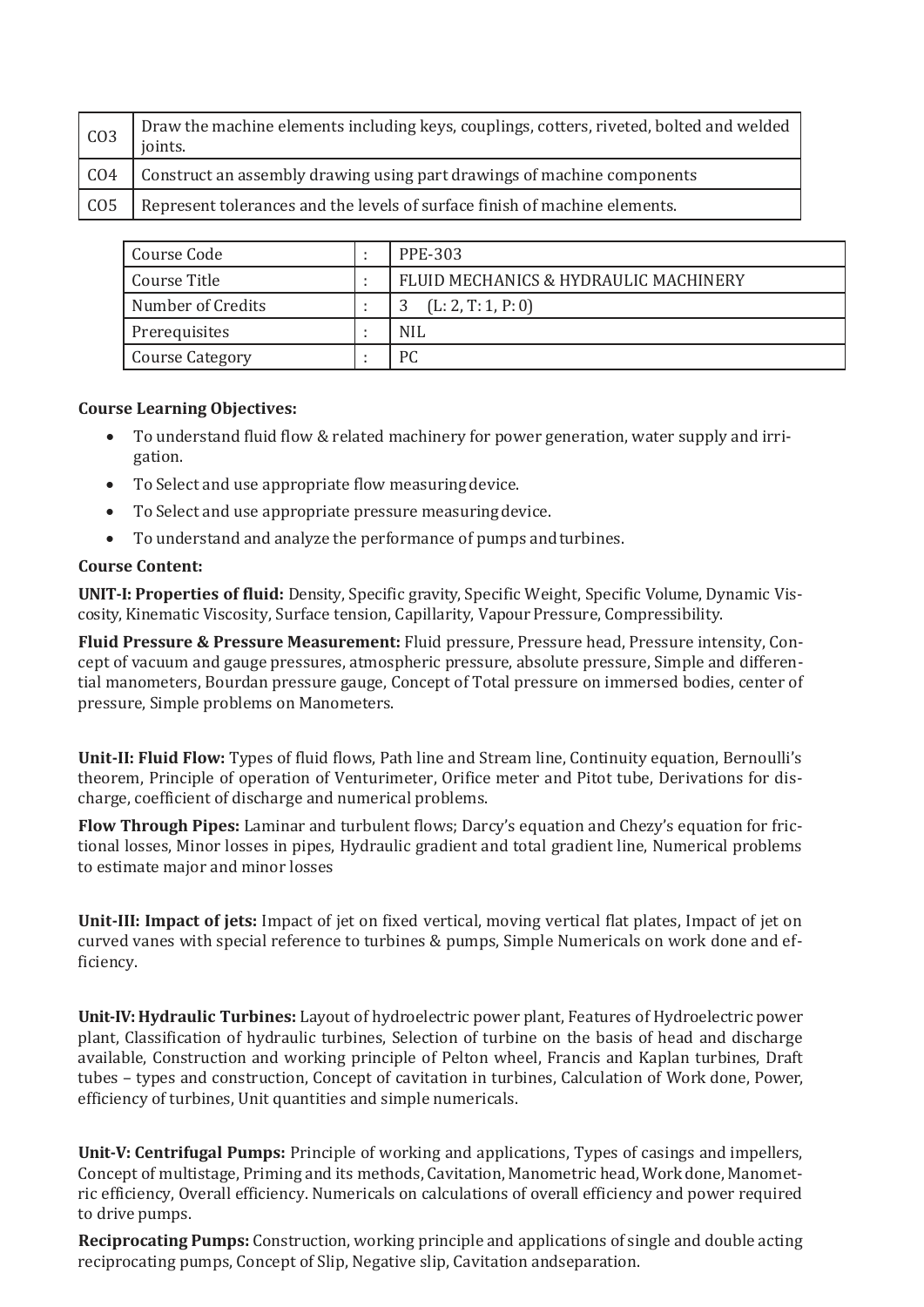| CO3 | Draw the machine elements including keys, couplings, cotters, riveted, bolted and welded joints. |
|---|---|
| CO4 | Construct an assembly drawing using part drawings of machine components |
| CO5 | Represent tolerances and the levels of surface finish of machine elements. |

| Course Code | : | PPE-303 |
|---|---|---|
| Course Title | : | FLUID MECHANICS & HYDRAULIC MACHINERY |
| Number of Credits | : | 3 (L: 2, T: 1, P: 0) |
| Prerequisites | : | NIL |
| Course Category | : | PC |

**Course Learning Objectives:**

- To understand fluid flow & related machinery for power generation, water supply and irrigation.
- To Select and use appropriate flow measuring device.
- To Select and use appropriate pressure measuring device.
- To understand and analyze the performance of pumps and turbines.

**Course Content:**

**UNIT-I: Properties of fluid:** Density, Specific gravity, Specific Weight, Specific Volume, Dynamic Viscosity, Kinematic Viscosity, Surface tension, Capillarity, Vapour Pressure, Compressibility.

**Fluid Pressure & Pressure Measurement:** Fluid pressure, Pressure head, Pressure intensity, Concept of vacuum and gauge pressures, atmospheric pressure, absolute pressure, Simple and differential manometers, Bourdan pressure gauge, Concept of Total pressure on immersed bodies, center of pressure, Simple problems on Manometers.

**Unit-II: Fluid Flow:** Types of fluid flows, Path line and Stream line, Continuity equation, Bernoulli's theorem, Principle of operation of Venturimeter, Orifice meter and Pitot tube, Derivations for discharge, coefficient of discharge and numerical problems.

**Flow Through Pipes:** Laminar and turbulent flows; Darcy's equation and Chezy's equation for frictional losses, Minor losses in pipes, Hydraulic gradient and total gradient line, Numerical problems to estimate major and minor losses

**Unit-III: Impact of jets:** Impact of jet on fixed vertical, moving vertical flat plates, Impact of jet on curved vanes with special reference to turbines & pumps, Simple Numericals on work done and efficiency.

**Unit-IV: Hydraulic Turbines:** Layout of hydroelectric power plant, Features of Hydroelectric power plant, Classification of hydraulic turbines, Selection of turbine on the basis of head and discharge available, Construction and working principle of Pelton wheel, Francis and Kaplan turbines, Draft tubes – types and construction, Concept of cavitation in turbines, Calculation of Work done, Power, efficiency of turbines, Unit quantities and simple numericals.

**Unit-V: Centrifugal Pumps:** Principle of working and applications, Types of casings and impellers, Concept of multistage, Priming and its methods, Cavitation, Manometric head, Work done, Manometric efficiency, Overall efficiency. Numericals on calculations of overall efficiency and power required to drive pumps.

**Reciprocating Pumps:** Construction, working principle and applications of single and double acting reciprocating pumps, Concept of Slip, Negative slip, Cavitation andseparation.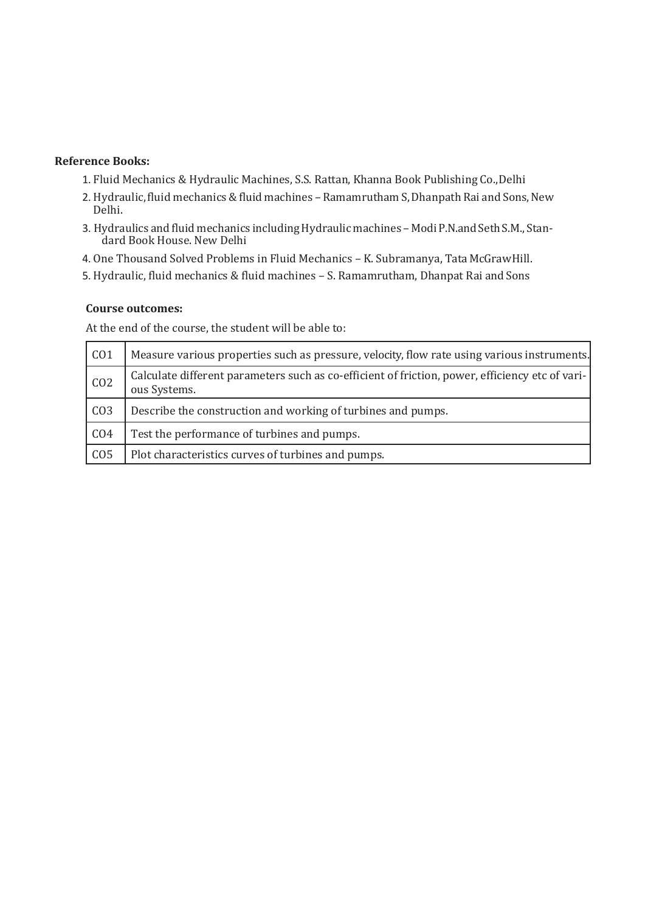**Reference Books:**

1. Fluid Mechanics & Hydraulic Machines, S.S. Rattan, Khanna Book Publishing Co.,Delhi
2. Hydraulic, fluid mechanics & fluid machines – Ramamrutham S, Dhanpath Rai and Sons, New Delhi.
3. Hydraulics and fluid mechanics including Hydraulic machines – Modi P.N.and Seth S.M., Standard Book House. New Delhi
4. One Thousand Solved Problems in Fluid Mechanics – K. Subramanya, Tata McGrawHill.
5. Hydraulic, fluid mechanics & fluid machines – S. Ramamrutham, Dhanpat Rai and Sons

**Course outcomes:**

At the end of the course, the student will be able to:

| | |
|---|---|
| CO1 | Measure various properties such as pressure, velocity, flow rate using various instruments. |
| CO2 | Calculate different parameters such as co-efficient of friction, power, efficiency etc of various Systems. |
| CO3 | Describe the construction and working of turbines and pumps. |
| CO4 | Test the performance of turbines and pumps. |
| CO5 | Plot characteristics curves of turbines and pumps. |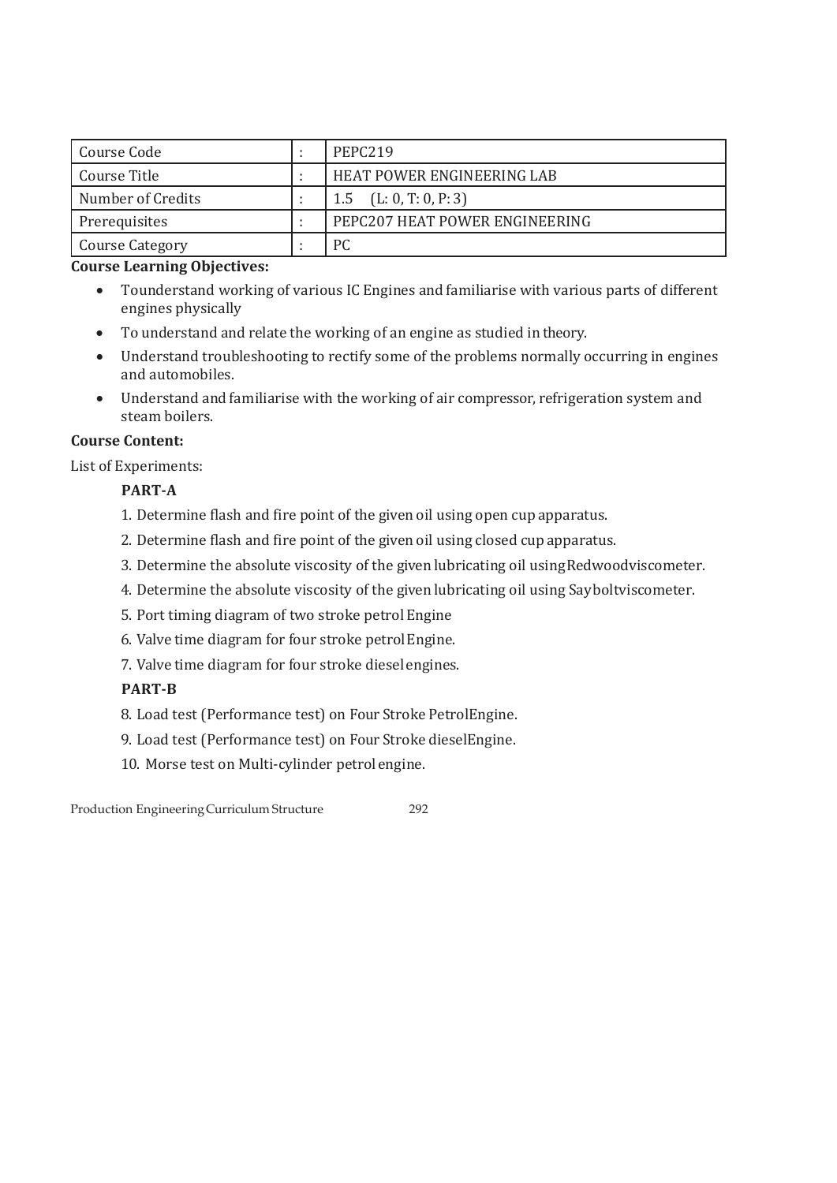| Course Code | : | PEPC219 |
|---|---|---|
| Course Title | : | HEAT POWER ENGINEERING LAB |
| Number of Credits | : | 1.5 (L: 0, T: 0, P: 3) |
| Prerequisites | : | PEPC207 HEAT POWER ENGINEERING |
| Course Category | : | PC |

**Course Learning Objectives:**

- Tounderstand working of various IC Engines and familiarise with various parts of different engines physically
- To understand and relate the working of an engine as studied in theory.
- Understand troubleshooting to rectify some of the problems normally occurring in engines and automobiles.
- Understand and familiarise with the working of air compressor, refrigeration system and steam boilers.

**Course Content:**

List of Experiments:

**PART-A**

1. Determine flash and fire point of the given oil using open cup apparatus.
2. Determine flash and fire point of the given oil using closed cup apparatus.
3. Determine the absolute viscosity of the given lubricating oil usingRedwoodviscometer.
4. Determine the absolute viscosity of the given lubricating oil using Sayboltviscometer.
5. Port timing diagram of two stroke petrol Engine
6. Valve time diagram for four stroke petrolEngine.
7. Valve time diagram for four stroke dieselengines.

**PART-B**

8. Load test (Performance test) on Four Stroke PetrolEngine.
9. Load test (Performance test) on Four Stroke dieselEngine.
10. Morse test on Multi-cylinder petrol engine.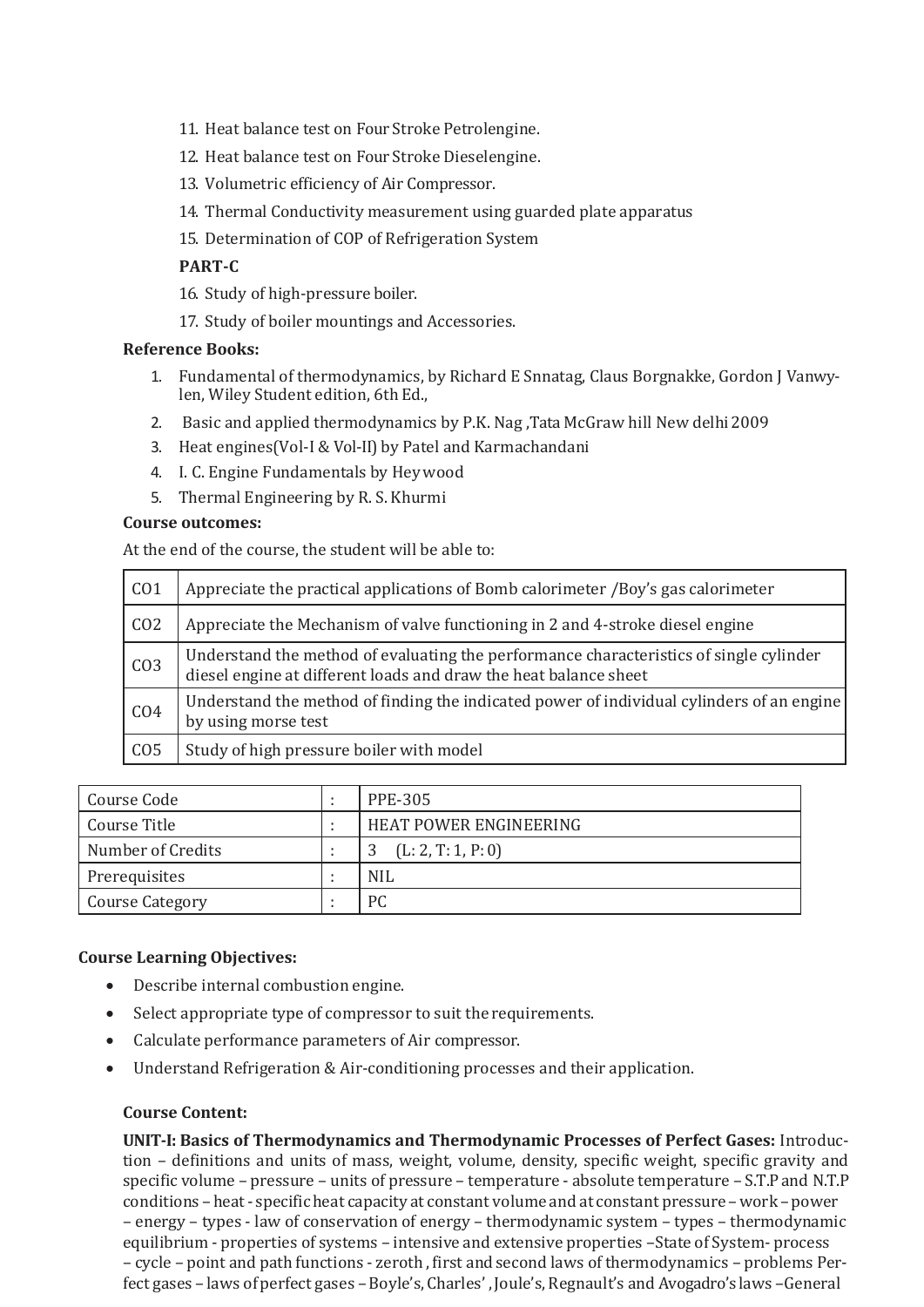11. Heat balance test on Four Stroke Petrolengine.
12. Heat balance test on Four Stroke Dieselengine.
13. Volumetric efficiency of Air Compressor.
14. Thermal Conductivity measurement using guarded plate apparatus
15. Determination of COP of Refrigeration System

**PART-C**

16. Study of high-pressure boiler.
17. Study of boiler mountings and Accessories.

**Reference Books:**

1. Fundamental of thermodynamics, by Richard E Snnatag, Claus Borgnakke, Gordon J Vanwylen, Wiley Student edition, 6th Ed.,
2. Basic and applied thermodynamics by P.K. Nag ,Tata McGraw hill New delhi 2009
3. Heat engines(Vol-I & Vol-II) by Patel and Karmachandani
4. I. C. Engine Fundamentals by Heywood
5. Thermal Engineering by R. S. Khurmi

**Course outcomes:**

At the end of the course, the student will be able to:

| | |
|---|---|
| CO1 | Appreciate the practical applications of Bomb calorimeter /Boy's gas calorimeter |
| CO2 | Appreciate the Mechanism of valve functioning in 2 and 4-stroke diesel engine |
| CO3 | Understand the method of evaluating the performance characteristics of single cylinder diesel engine at different loads and draw the heat balance sheet |
| CO4 | Understand the method of finding the indicated power of individual cylinders of an engine by using morse test |
| CO5 | Study of high pressure boiler with model |

| | | |
|---|---|---|
| Course Code | : | PPE-305 |
| Course Title | : | HEAT POWER ENGINEERING |
| Number of Credits | : | 3 (L: 2, T: 1, P: 0) |
| Prerequisites | : | NIL |
| Course Category | : | PC |

**Course Learning Objectives:**

- Describe internal combustion engine.
- Select appropriate type of compressor to suit the requirements.
- Calculate performance parameters of Air compressor.
- Understand Refrigeration & Air-conditioning processes and their application.

**Course Content:**

**UNIT-I: Basics of Thermodynamics and Thermodynamic Processes of Perfect Gases:** Introduction – definitions and units of mass, weight, volume, density, specific weight, specific gravity and specific volume – pressure – units of pressure – temperature - absolute temperature – S.T.P and N.T.P conditions – heat - specific heat capacity at constant volume and at constant pressure – work – power – energy – types - law of conservation of energy – thermodynamic system – types – thermodynamic equilibrium - properties of systems – intensive and extensive properties –State of System- process – cycle – point and path functions - zeroth , first and second laws of thermodynamics – problems Perfect gases – laws of perfect gases – Boyle's, Charles' , Joule's, Regnault's and Avogadro's laws –General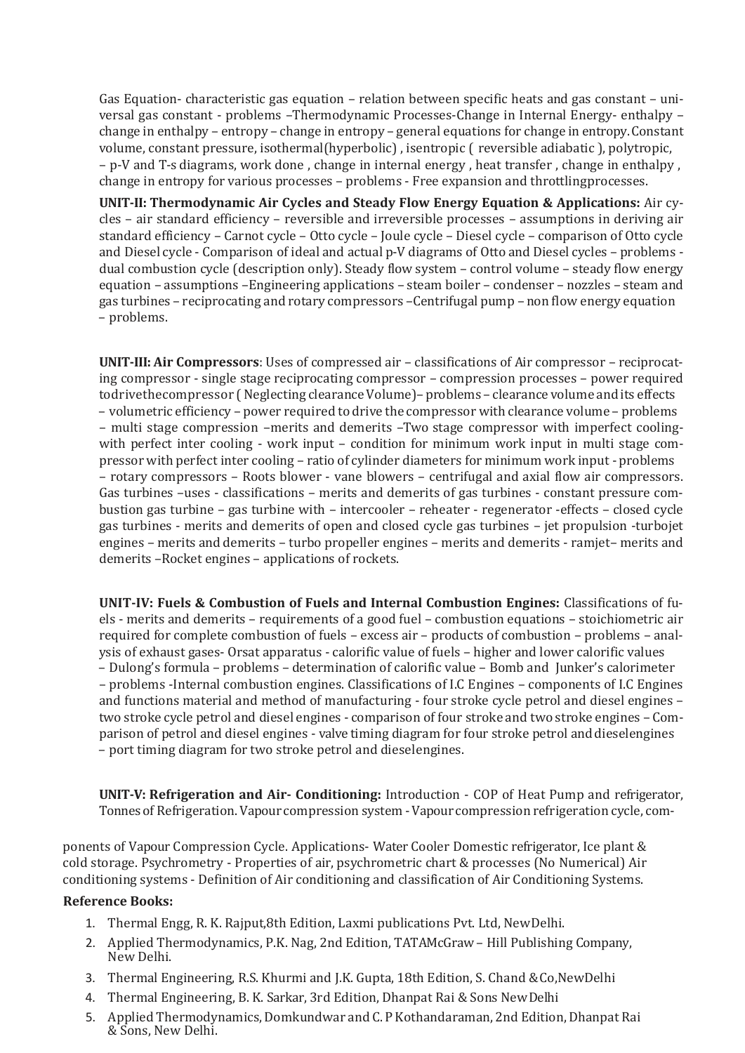Gas Equation- characteristic gas equation – relation between specific heats and gas constant – universal gas constant - problems –Thermodynamic Processes-Change in Internal Energy- enthalpy – change in enthalpy – entropy – change in entropy – general equations for change in entropy. Constant volume, constant pressure, isothermal(hyperbolic) , isentropic ( reversible adiabatic ), polytropic, – p-V and T-s diagrams, work done , change in internal energy , heat transfer , change in enthalpy , change in entropy for various processes – problems - Free expansion and throttlingprocesses.

**UNIT-II: Thermodynamic Air Cycles and Steady Flow Energy Equation & Applications:** Air cycles – air standard efficiency – reversible and irreversible processes – assumptions in deriving air standard efficiency – Carnot cycle – Otto cycle – Joule cycle – Diesel cycle – comparison of Otto cycle and Diesel cycle - Comparison of ideal and actual p-V diagrams of Otto and Diesel cycles – problems - dual combustion cycle (description only). Steady flow system – control volume – steady flow energy equation – assumptions –Engineering applications – steam boiler – condenser – nozzles – steam and gas turbines – reciprocating and rotary compressors –Centrifugal pump – non flow energy equation – problems.

**UNIT-III: Air Compressors**: Uses of compressed air – classifications of Air compressor – reciprocating compressor - single stage reciprocating compressor – compression processes – power required todrivethecompressor ( Neglecting clearance Volume)– problems – clearance volume and its effects – volumetric efficiency – power required to drive the compressor with clearance volume – problems – multi stage compression –merits and demerits –Two stage compressor with imperfect cooling-with perfect inter cooling - work input – condition for minimum work input in multi stage compressor with perfect inter cooling – ratio of cylinder diameters for minimum work input - problems – rotary compressors – Roots blower - vane blowers – centrifugal and axial flow air compressors. Gas turbines –uses - classifications – merits and demerits of gas turbines - constant pressure combustion gas turbine – gas turbine with – intercooler – reheater - regenerator -effects – closed cycle gas turbines - merits and demerits of open and closed cycle gas turbines – jet propulsion -turbojet engines – merits and demerits – turbo propeller engines – merits and demerits - ramjet– merits and demerits –Rocket engines – applications of rockets.

**UNIT-IV: Fuels & Combustion of Fuels and Internal Combustion Engines:** Classifications of fuels - merits and demerits – requirements of a good fuel – combustion equations – stoichiometric air required for complete combustion of fuels – excess air – products of combustion – problems – analysis of exhaust gases- Orsat apparatus - calorific value of fuels – higher and lower calorific values – Dulong's formula – problems – determination of calorific value – Bomb and Junker's calorimeter – problems -Internal combustion engines. Classifications of I.C Engines – components of I.C Engines and functions material and method of manufacturing - four stroke cycle petrol and diesel engines – two stroke cycle petrol and diesel engines - comparison of four stroke and two stroke engines – Comparison of petrol and diesel engines - valve timing diagram for four stroke petrol and dieselengines – port timing diagram for two stroke petrol and dieselengines.

**UNIT-V: Refrigeration and Air- Conditioning:** Introduction - COP of Heat Pump and refrigerator, Tonnes of Refrigeration. Vapour compression system - Vapour compression refrigeration cycle, components of Vapour Compression Cycle. Applications- Water Cooler Domestic refrigerator, Ice plant & cold storage. Psychrometry - Properties of air, psychrometric chart & processes (No Numerical) Air conditioning systems - Definition of Air conditioning and classification of Air Conditioning Systems.

**Reference Books:**

1. Thermal Engg, R. K. Rajput,8th Edition, Laxmi publications Pvt. Ltd, NewDelhi.
2. Applied Thermodynamics, P.K. Nag, 2nd Edition, TATAMcGraw – Hill Publishing Company, New Delhi.
3. Thermal Engineering, R.S. Khurmi and J.K. Gupta, 18th Edition, S. Chand &Co,NewDelhi
4. Thermal Engineering, B. K. Sarkar, 3rd Edition, Dhanpat Rai & Sons NewDelhi
5. Applied Thermodynamics, Domkundwar and C. P Kothandaraman, 2nd Edition, Dhanpat Rai & Sons, New Delhi.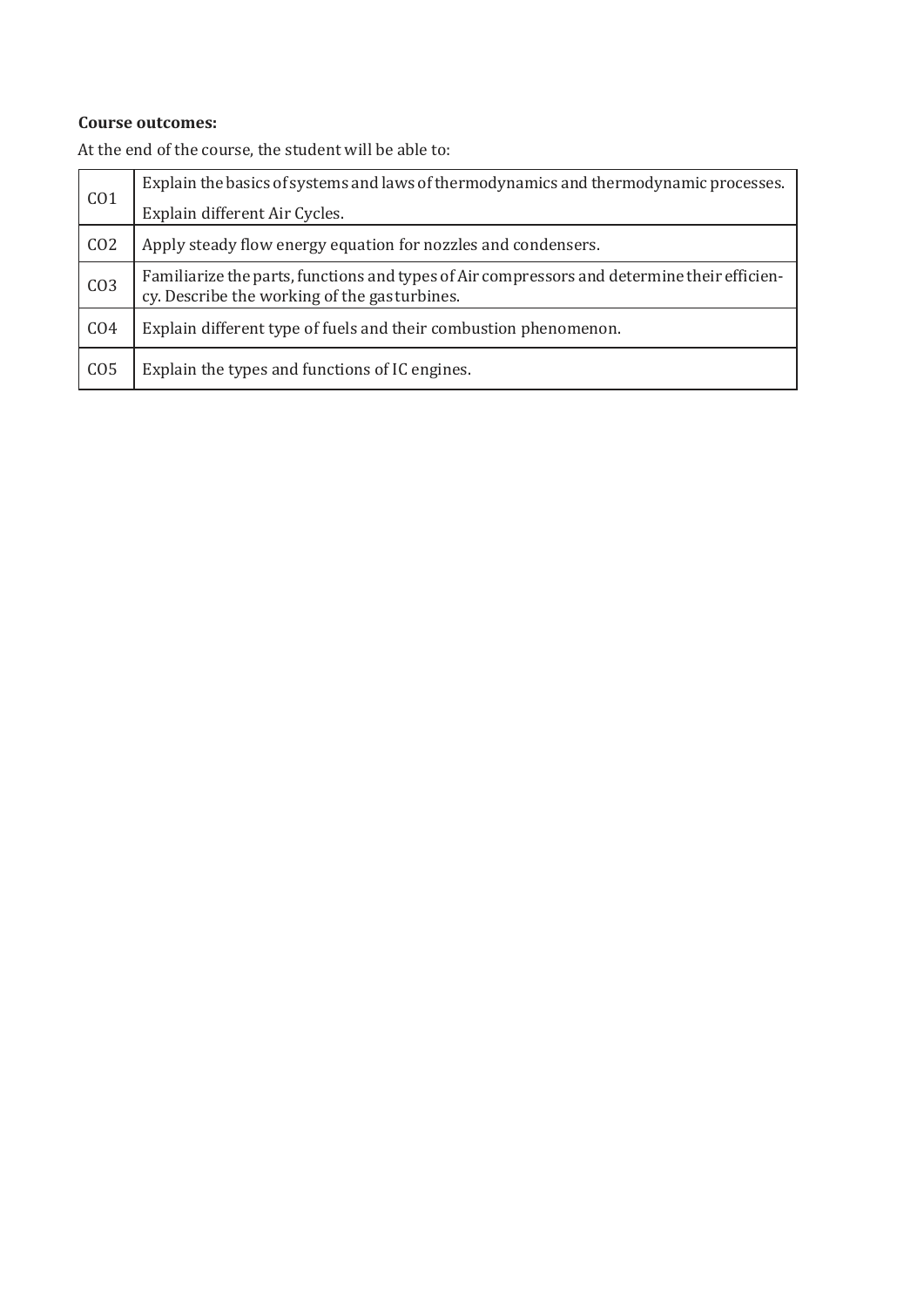**Course outcomes:**

At the end of the course, the student will be able to:

| | |
|---|---|
| CO1 | Explain the basics of systems and laws of thermodynamics and thermodynamic processes. Explain different Air Cycles. |
| CO2 | Apply steady flow energy equation for nozzles and condensers. |
| CO3 | Familiarize the parts, functions and types of Air compressors and determine their efficiency. Describe the working of the gas turbines. |
| CO4 | Explain different type of fuels and their combustion phenomenon. |
| CO5 | Explain the types and functions of IC engines. |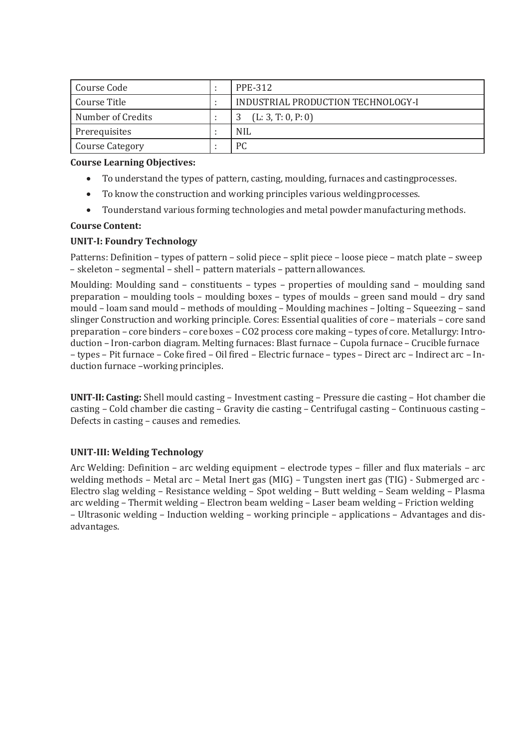| Course Code | : | PPE-312 |
|---|---|---|
| Course Title | : | INDUSTRIAL PRODUCTION TECHNOLOGY-I |
| Number of Credits | : | 3 (L: 3, T: 0, P: 0) |
| Prerequisites | : | NIL |
| Course Category | : | PC |

**Course Learning Objectives:**

- To understand the types of pattern, casting, moulding, furnaces and castingprocesses.
- To know the construction and working principles various weldingprocesses.
- Tounderstand various forming technologies and metal powder manufacturing methods.

**Course Content:**

**UNIT-I: Foundry Technology**

Patterns: Definition – types of pattern – solid piece – split piece – loose piece – match plate – sweep – skeleton – segmental – shell – pattern materials – pattern allowances.

Moulding: Moulding sand – constituents – types – properties of moulding sand – moulding sand preparation – moulding tools – moulding boxes – types of moulds – green sand mould – dry sand mould – loam sand mould – methods of moulding – Moulding machines – Jolting – Squeezing – sand slinger Construction and working principle. Cores: Essential qualities of core – materials – core sand preparation – core binders – core boxes – CO2 process core making – types of core. Metallurgy: Introduction – Iron-carbon diagram. Melting furnaces: Blast furnace – Cupola furnace – Crucible furnace – types – Pit furnace – Coke fired – Oil fired – Electric furnace – types – Direct arc – Indirect arc – Induction furnace –working principles.

**UNIT-II: Casting:** Shell mould casting – Investment casting – Pressure die casting – Hot chamber die casting – Cold chamber die casting – Gravity die casting – Centrifugal casting – Continuous casting – Defects in casting – causes and remedies.

**UNIT-III: Welding Technology**

Arc Welding: Definition – arc welding equipment – electrode types – filler and flux materials – arc welding methods – Metal arc – Metal Inert gas (MIG) – Tungsten inert gas (TIG) - Submerged arc - Electro slag welding – Resistance welding – Spot welding – Butt welding – Seam welding – Plasma arc welding – Thermit welding – Electron beam welding – Laser beam welding – Friction welding – Ultrasonic welding – Induction welding – working principle – applications – Advantages and disadvantages.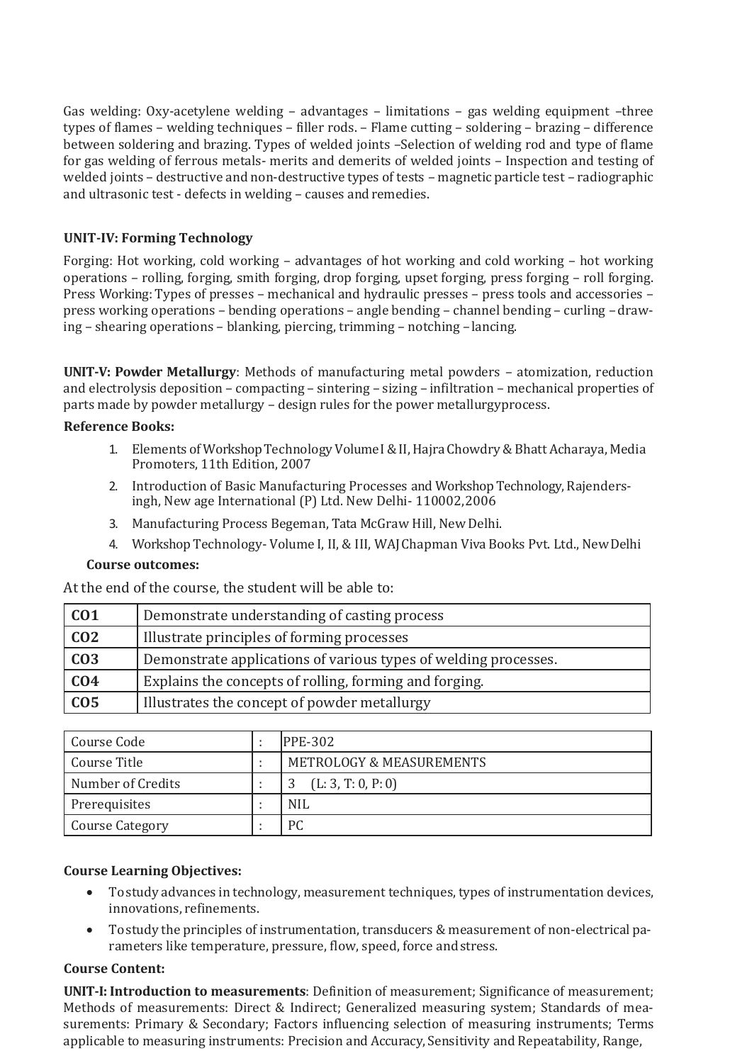Gas welding: Oxy-acetylene welding – advantages – limitations – gas welding equipment –three types of flames – welding techniques – filler rods. – Flame cutting – soldering – brazing – difference between soldering and brazing. Types of welded joints –Selection of welding rod and type of flame for gas welding of ferrous metals- merits and demerits of welded joints – Inspection and testing of welded joints – destructive and non-destructive types of tests – magnetic particle test – radiographic and ultrasonic test - defects in welding – causes and remedies.

**UNIT-IV: Forming Technology**

Forging: Hot working, cold working – advantages of hot working and cold working – hot working operations – rolling, forging, smith forging, drop forging, upset forging, press forging – roll forging. Press Working: Types of presses – mechanical and hydraulic presses – press tools and accessories – press working operations – bending operations – angle bending – channel bending – curling – drawing – shearing operations – blanking, piercing, trimming – notching – lancing.

**UNIT-V: Powder Metallurgy**: Methods of manufacturing metal powders – atomization, reduction and electrolysis deposition – compacting – sintering – sizing – infiltration – mechanical properties of parts made by powder metallurgy – design rules for the power metallurgyprocess.

**Reference Books:**

1. Elements of Workshop Technology Volume I & II, Hajra Chowdry & Bhatt Acharaya, Media Promoters, 11th Edition, 2007
2. Introduction of Basic Manufacturing Processes and Workshop Technology, Rajendersingh, New age International (P) Ltd. New Delhi- 110002,2006
3. Manufacturing Process Begeman, Tata McGraw Hill, New Delhi.
4. Workshop Technology- Volume I, II, & III, WAJ Chapman Viva Books Pvt. Ltd., New Delhi

**Course outcomes:**

At the end of the course, the student will be able to:

| | |
|---|---|
| **CO1** | Demonstrate understanding of casting process |
| **CO2** | Illustrate principles of forming processes |
| **CO3** | Demonstrate applications of various types of welding processes. |
| **CO4** | Explains the concepts of rolling, forming and forging. |
| **CO5** | Illustrates the concept of powder metallurgy |

| | | |
|---|---|---|
| Course Code | : | PPE-302 |
| Course Title | : | METROLOGY & MEASUREMENTS |
| Number of Credits | : | 3 (L: 3, T: 0, P: 0) |
| Prerequisites | : | NIL |
| Course Category | : | PC |

**Course Learning Objectives:**

- To study advances in technology, measurement techniques, types of instrumentation devices, innovations, refinements.
- To study the principles of instrumentation, transducers & measurement of non-electrical parameters like temperature, pressure, flow, speed, force and stress.

**Course Content:**

**UNIT-I: Introduction to measurements**: Definition of measurement; Significance of measurement; Methods of measurements: Direct & Indirect; Generalized measuring system; Standards of measurements: Primary & Secondary; Factors influencing selection of measuring instruments; Terms applicable to measuring instruments: Precision and Accuracy, Sensitivity and Repeatability, Range,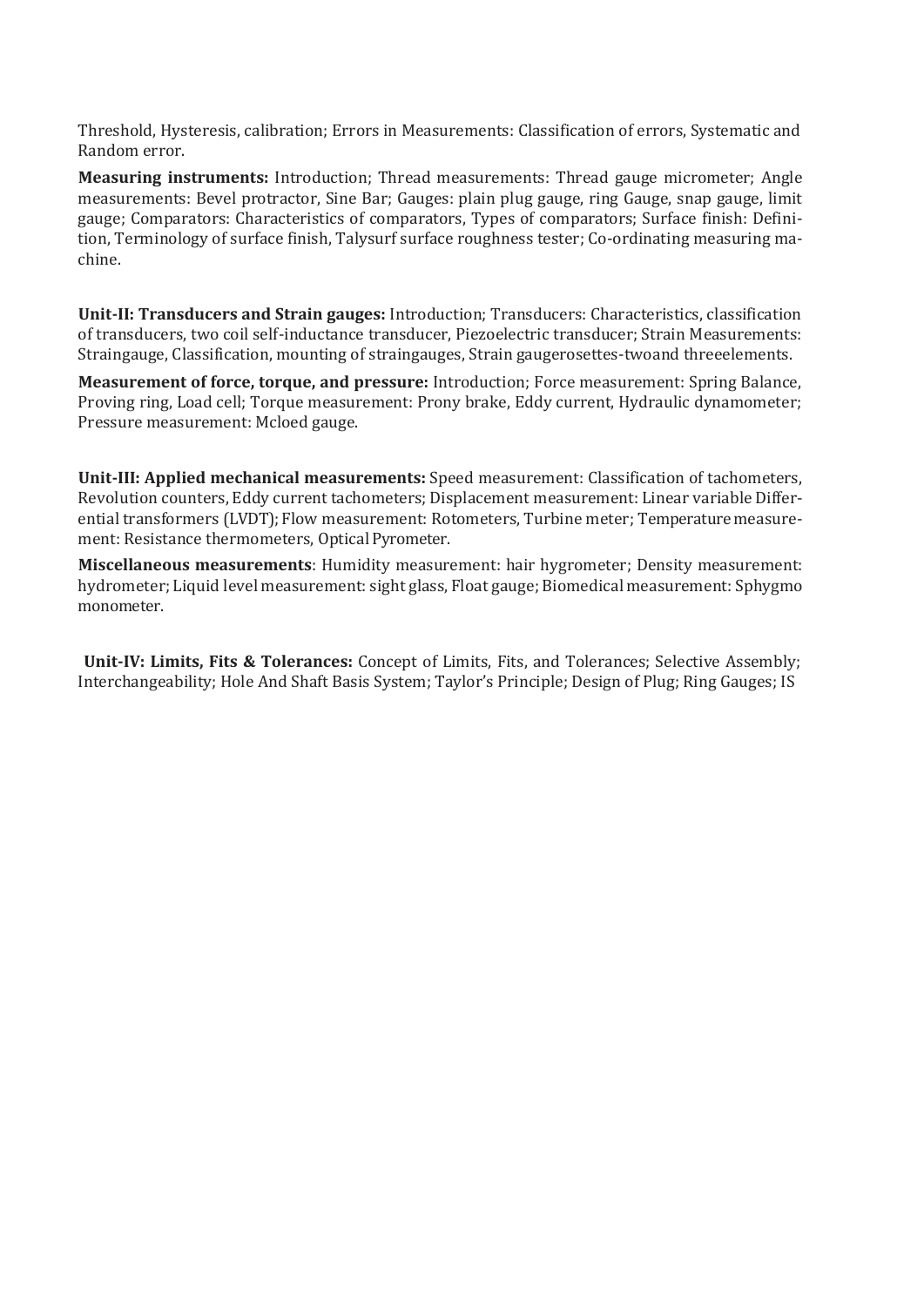Threshold, Hysteresis, calibration; Errors in Measurements: Classification of errors, Systematic and Random error.

**Measuring instruments:** Introduction; Thread measurements: Thread gauge micrometer; Angle measurements: Bevel protractor, Sine Bar; Gauges: plain plug gauge, ring Gauge, snap gauge, limit gauge; Comparators: Characteristics of comparators, Types of comparators; Surface finish: Definition, Terminology of surface finish, Talysurf surface roughness tester; Co-ordinating measuring machine.

**Unit-II: Transducers and Strain gauges:** Introduction; Transducers: Characteristics, classification of transducers, two coil self-inductance transducer, Piezoelectric transducer; Strain Measurements: Straingauge, Classification, mounting of straingauges, Strain gaugerosettes-twoand threeelements.

**Measurement of force, torque, and pressure:** Introduction; Force measurement: Spring Balance, Proving ring, Load cell; Torque measurement: Prony brake, Eddy current, Hydraulic dynamometer; Pressure measurement: Mcloed gauge.

**Unit-III: Applied mechanical measurements:** Speed measurement: Classification of tachometers, Revolution counters, Eddy current tachometers; Displacement measurement: Linear variable Differential transformers (LVDT); Flow measurement: Rotometers, Turbine meter; Temperature measurement: Resistance thermometers, Optical Pyrometer.

**Miscellaneous measurements**: Humidity measurement: hair hygrometer; Density measurement: hydrometer; Liquid level measurement: sight glass, Float gauge; Biomedical measurement: Sphygmo monometer.

**Unit-IV: Limits, Fits & Tolerances:** Concept of Limits, Fits, and Tolerances; Selective Assembly; Interchangeability; Hole And Shaft Basis System; Taylor's Principle; Design of Plug; Ring Gauges; IS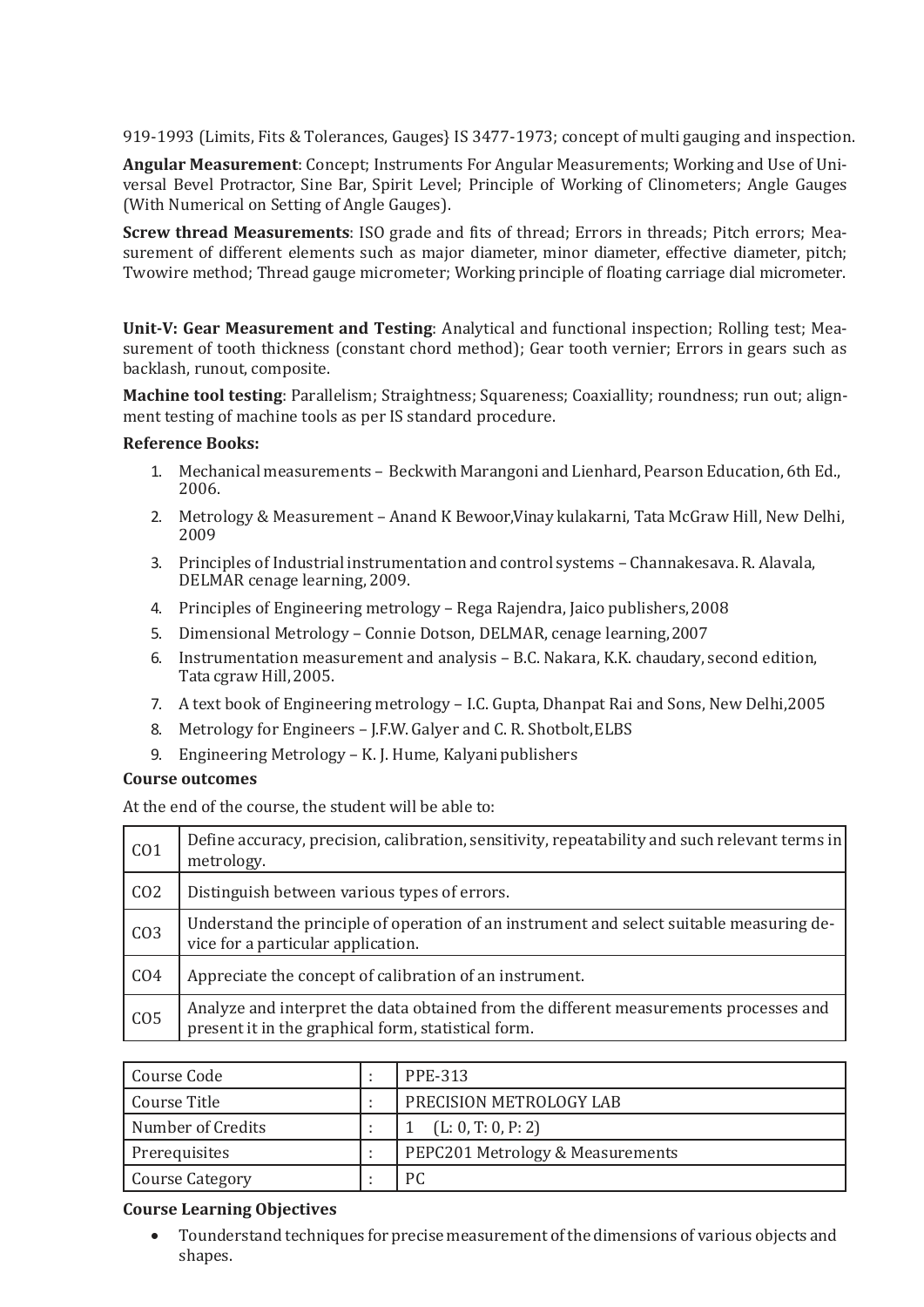919-1993 (Limits, Fits & Tolerances, Gauges} IS 3477-1973; concept of multi gauging and inspection.

**Angular Measurement**: Concept; Instruments For Angular Measurements; Working and Use of Universal Bevel Protractor, Sine Bar, Spirit Level; Principle of Working of Clinometers; Angle Gauges (With Numerical on Setting of Angle Gauges).

**Screw thread Measurements**: ISO grade and fits of thread; Errors in threads; Pitch errors; Measurement of different elements such as major diameter, minor diameter, effective diameter, pitch; Twowire method; Thread gauge micrometer; Working principle of floating carriage dial micrometer.

**Unit-V: Gear Measurement and Testing**: Analytical and functional inspection; Rolling test; Measurement of tooth thickness (constant chord method); Gear tooth vernier; Errors in gears such as backlash, runout, composite.

**Machine tool testing**: Parallelism; Straightness; Squareness; Coaxiallity; roundness; run out; alignment testing of machine tools as per IS standard procedure.

**Reference Books:**

1. Mechanical measurements – Beckwith Marangoni and Lienhard, Pearson Education, 6th Ed., 2006.
2. Metrology & Measurement – Anand K Bewoor,Vinay kulakarni, Tata McGraw Hill, New Delhi, 2009
3. Principles of Industrial instrumentation and control systems – Channakesava. R. Alavala, DELMAR cenage learning, 2009.
4. Principles of Engineering metrology – Rega Rajendra, Jaico publishers, 2008
5. Dimensional Metrology – Connie Dotson, DELMAR, cenage learning, 2007
6. Instrumentation measurement and analysis – B.C. Nakara, K.K. chaudary, second edition, Tata cgraw Hill, 2005.
7. A text book of Engineering metrology – I.C. Gupta, Dhanpat Rai and Sons, New Delhi,2005
8. Metrology for Engineers – J.F.W. Galyer and C. R. Shotbolt, ELBS
9. Engineering Metrology – K. J. Hume, Kalyani publishers

**Course outcomes**

At the end of the course, the student will be able to:

| | |
|---|---|
| CO1 | Define accuracy, precision, calibration, sensitivity, repeatability and such relevant terms in metrology. |
| CO2 | Distinguish between various types of errors. |
| CO3 | Understand the principle of operation of an instrument and select suitable measuring device for a particular application. |
| CO4 | Appreciate the concept of calibration of an instrument. |
| CO5 | Analyze and interpret the data obtained from the different measurements processes and present it in the graphical form, statistical form. |

| | | |
|---|---|---|
| Course Code | : | PPE-313 |
| Course Title | : | PRECISION METROLOGY LAB |
| Number of Credits | : | 1 (L: 0, T: 0, P: 2) |
| Prerequisites | : | PEPC201 Metrology & Measurements |
| Course Category | : | PC |

**Course Learning Objectives**

- Tounderstand techniques for precise measurement of the dimensions of various objects and shapes.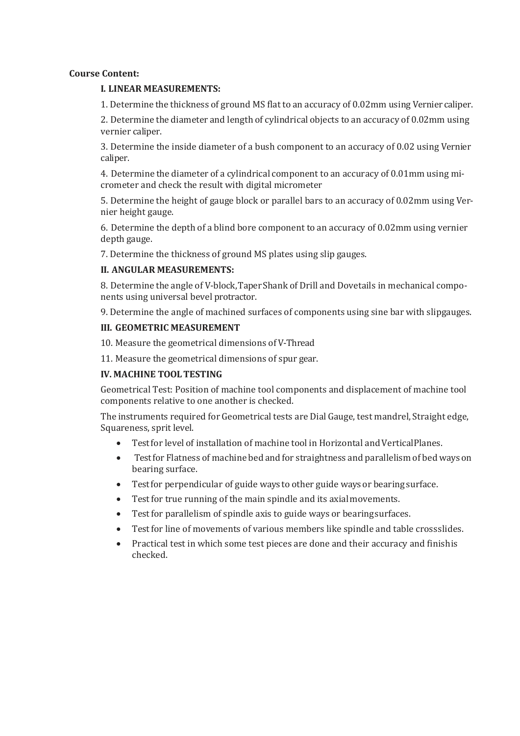**Course Content:**

### I. LINEAR MEASUREMENTS:

1. Determine the thickness of ground MS flat to an accuracy of 0.02mm using Vernier caliper.

2. Determine the diameter and length of cylindrical objects to an accuracy of 0.02mm using vernier caliper.

3. Determine the inside diameter of a bush component to an accuracy of 0.02 using Vernier caliper.

4. Determine the diameter of a cylindrical component to an accuracy of 0.01mm using micrometer and check the result with digital micrometer

5. Determine the height of gauge block or parallel bars to an accuracy of 0.02mm using Vernier height gauge.

6. Determine the depth of a blind bore component to an accuracy of 0.02mm using vernier depth gauge.

7. Determine the thickness of ground MS plates using slip gauges.

### II. ANGULAR MEASUREMENTS:

8. Determine the angle of V-block, Taper Shank of Drill and Dovetails in mechanical components using universal bevel protractor.

9. Determine the angle of machined surfaces of components using sine bar with slipgauges.

### III. GEOMETRIC MEASUREMENT

10. Measure the geometrical dimensions of V-Thread

11. Measure the geometrical dimensions of spur gear.

### IV. MACHINE TOOL TESTING

Geometrical Test: Position of machine tool components and displacement of machine tool components relative to one another is checked.

The instruments required for Geometrical tests are Dial Gauge, test mandrel, Straight edge, Squareness, sprit level.

- Test for level of installation of machine tool in Horizontal and VerticalPlanes.
- Test for Flatness of machine bed and for straightness and parallelism of bed ways on bearing surface.
- Test for perpendicular of guide ways to other guide ways or bearing surface.
- Test for true running of the main spindle and its axial movements.
- Test for parallelism of spindle axis to guide ways or bearing surfaces.
- Test for line of movements of various members like spindle and table crossslides.
- Practical test in which some test pieces are done and their accuracy and finishis checked.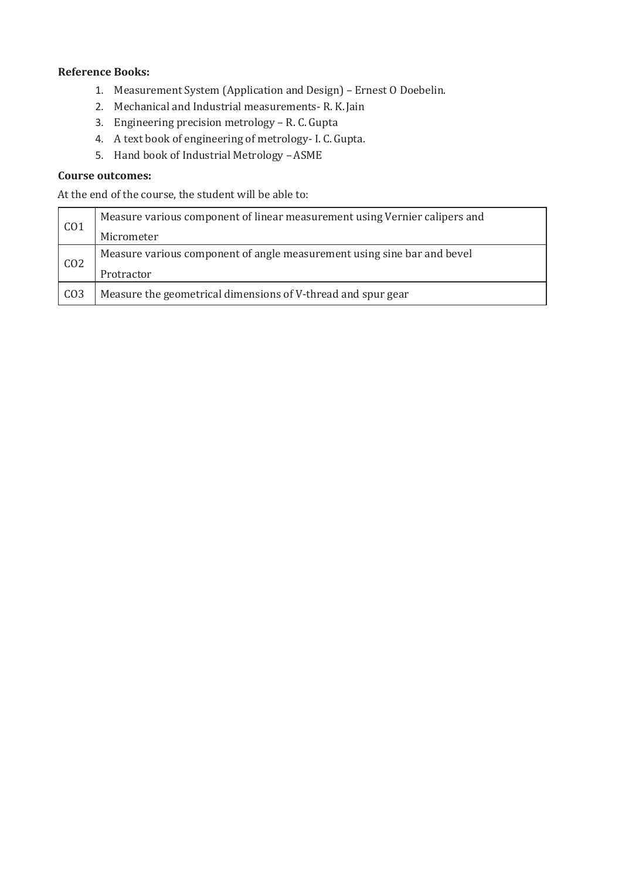**Reference Books:**

1. Measurement System (Application and Design) – Ernest O Doebelin.
2. Mechanical and Industrial measurements- R. K. Jain
3. Engineering precision metrology – R. C. Gupta
4. A text book of engineering of metrology- I. C. Gupta.
5. Hand book of Industrial Metrology – ASME

**Course outcomes:**

At the end of the course, the student will be able to:

| | |
|---|---|
| CO1 | Measure various component of linear measurement using Vernier calipers and Micrometer |
| CO2 | Measure various component of angle measurement using sine bar and bevel Protractor |
| CO3 | Measure the geometrical dimensions of V-thread and spur gear |